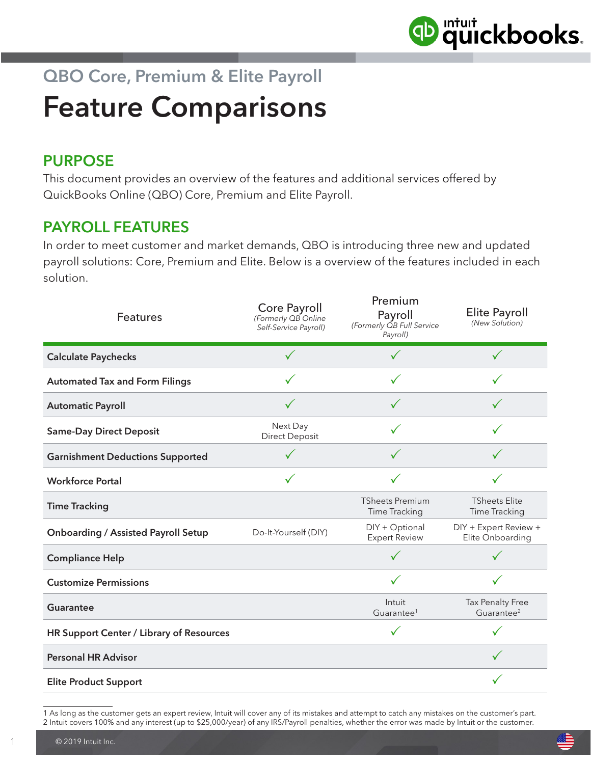## QBO Core, Premium & Elite Payroll

# Feature Comparisons

## PURPOSE

This document provides an overview of the features and additional services offered by QuickBooks Online (QBO) Core, Premium and Elite Payroll.

## PAYROLL FEATURES

In order to meet customer and market demands, QBO is introducing three new and updated payroll solutions: Core, Premium and Elite. Below is a overview of the features included in each solution.

| Features | Core Payroll *(Formerly QB Online Self-Service Payroll)* | Premium Payroll *(Formerly QB Full Service Payroll)* | Elite Payroll *(New Solution)* |
|---|---|---|---|
| **Calculate Paychecks** | ✓ | ✓ | ✓ |
| **Automated Tax and Form Filings** | ✓ | ✓ | ✓ |
| **Automatic Payroll** | ✓ | ✓ | ✓ |
| **Same-Day Direct Deposit** | Next Day Direct Deposit | ✓ | ✓ |
| **Garnishment Deductions Supported** | ✓ | ✓ | ✓ |
| **Workforce Portal** | ✓ | ✓ | ✓ |
| **Time Tracking** | | TSheets Premium Time Tracking | TSheets Elite Time Tracking |
| **Onboarding / Assisted Payroll Setup** | Do-It-Yourself (DIY) | DIY + Optional Expert Review | DIY + Expert Review + Elite Onboarding |
| **Compliance Help** | | ✓ | ✓ |
| **Customize Permissions** | | ✓ | ✓ |
| **Guarantee** | | Intuit Guarantee[1] | Tax Penalty Free Guarantee[2] |
| **HR Support Center / Library of Resources** | | ✓ | ✓ |
| **Personal HR Advisor** | | | ✓ |
| **Elite Product Support** | | | ✓ |

1 As long as the customer gets an expert review, Intuit will cover any of its mistakes and attempt to catch any mistakes on the customer's part.
2 Intuit covers 100% and any interest (up to $25,000/year) of any IRS/Payroll penalties, whether the error was made by Intuit or the customer.

© 2019 Intuit Inc.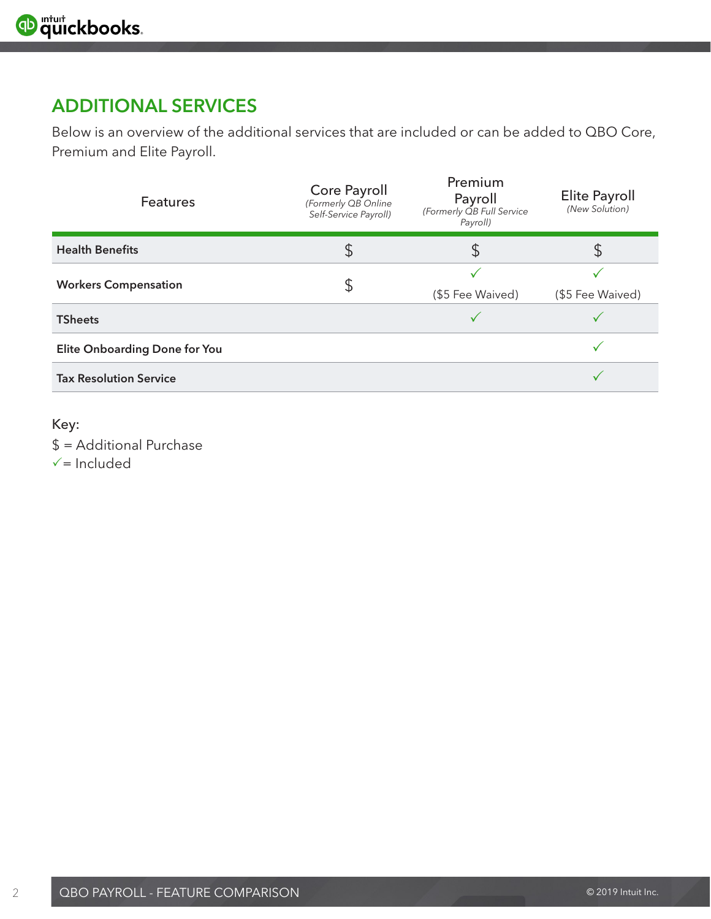## ADDITIONAL SERVICES

Below is an overview of the additional services that are included or can be added to QBO Core, Premium and Elite Payroll.

| Features | Core Payroll *(Formerly QB Online Self-Service Payroll)* | Premium Payroll *(Formerly QB Full Service Payroll)* | Elite Payroll *(New Solution)* |
|---|---|---|---|
| **Health Benefits** | $ | $ | $ |
| **Workers Compensation** | $ | ✓ ($5 Fee Waived) | ✓ ($5 Fee Waived) |
| **TSheets** | | ✓ | ✓ |
| **Elite Onboarding Done for You** | | | ✓ |
| **Tax Resolution Service** | | | ✓ |

Key:

$ = Additional Purchase

✓= Included